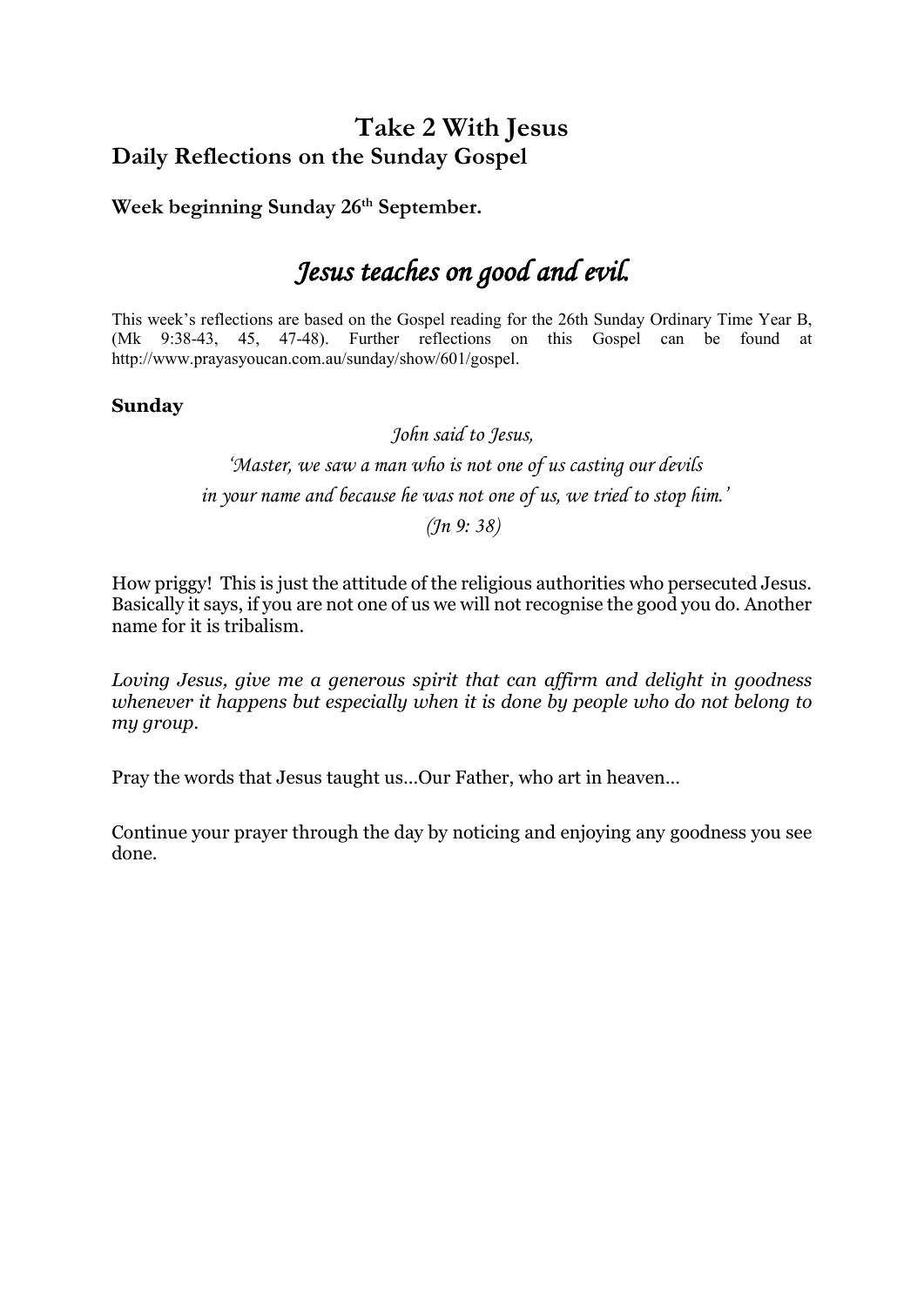# Take 2 With Jesus

## Daily Reflections on the Sunday Gospel

**Week beginning Sunday 26th September.**

# *Jesus teaches on good and evil.*

This week's reflections are based on the Gospel reading for the 26th Sunday Ordinary Time Year B, (Mk 9:38-43, 45, 47-48). Further reflections on this Gospel can be found at http://www.prayasyoucan.com.au/sunday/show/601/gospel.

### Sunday

*John said to Jesus,*

*'Master, we saw a man who is not one of us casting our devils in your name and because he was not one of us, we tried to stop him.'*

*(Jn 9: 38)*

How priggy! This is just the attitude of the religious authorities who persecuted Jesus. Basically it says, if you are not one of us we will not recognise the good you do. Another name for it is tribalism.

*Loving Jesus, give me a generous spirit that can affirm and delight in goodness whenever it happens but especially when it is done by people who do not belong to my group.*

Pray the words that Jesus taught us…Our Father, who art in heaven…

Continue your prayer through the day by noticing and enjoying any goodness you see done.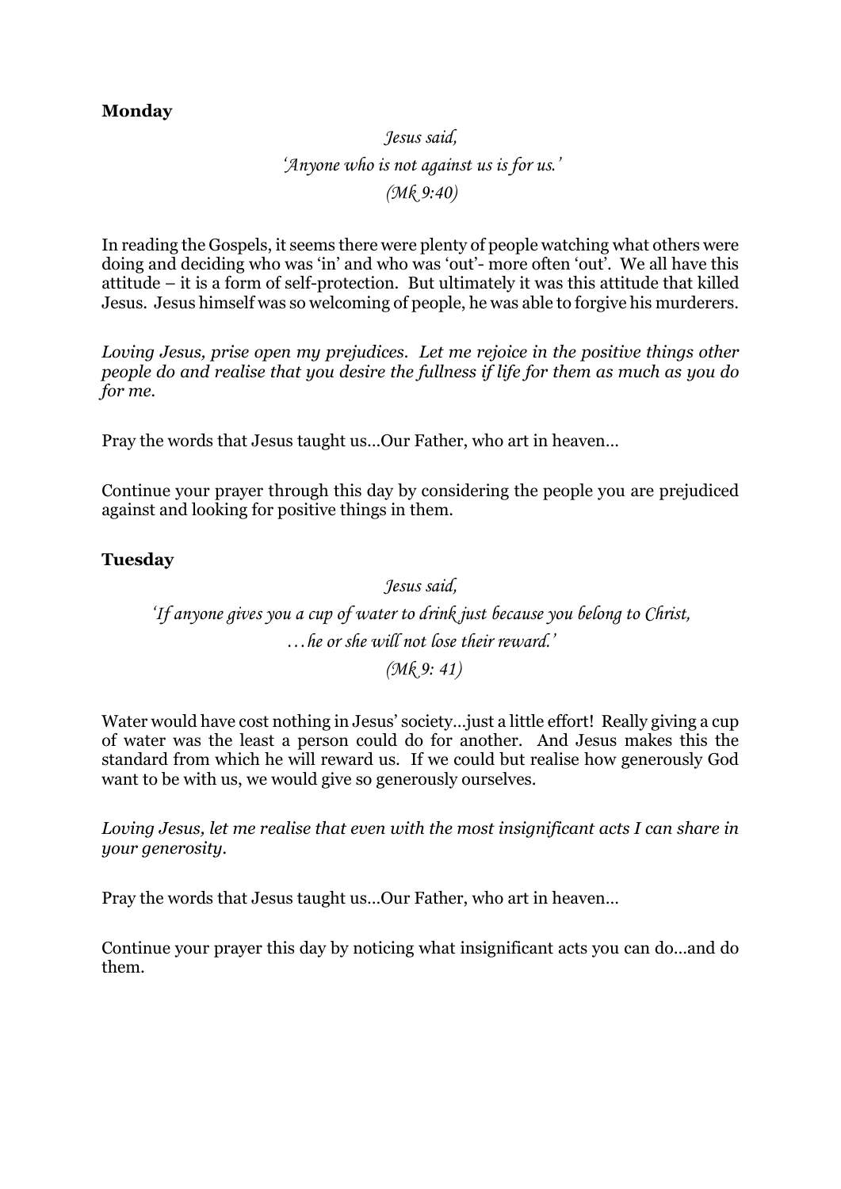**Monday**

*Jesus said,*  
*'Anyone who is not against us is for us.'*  
*(Mk 9:40)*

In reading the Gospels, it seems there were plenty of people watching what others were doing and deciding who was 'in' and who was 'out'- more often 'out'. We all have this attitude – it is a form of self-protection. But ultimately it was this attitude that killed Jesus. Jesus himself was so welcoming of people, he was able to forgive his murderers.

*Loving Jesus, prise open my prejudices. Let me rejoice in the positive things other people do and realise that you desire the fullness if life for them as much as you do for me.*

Pray the words that Jesus taught us…Our Father, who art in heaven…

Continue your prayer through this day by considering the people you are prejudiced against and looking for positive things in them.

**Tuesday**

*Jesus said,*  
*'If anyone gives you a cup of water to drink just because you belong to Christ,*  
*…he or she will not lose their reward.'*  
*(Mk 9: 41)*

Water would have cost nothing in Jesus' society…just a little effort! Really giving a cup of water was the least a person could do for another. And Jesus makes this the standard from which he will reward us. If we could but realise how generously God want to be with us, we would give so generously ourselves.

*Loving Jesus, let me realise that even with the most insignificant acts I can share in your generosity.*

Pray the words that Jesus taught us…Our Father, who art in heaven…

Continue your prayer this day by noticing what insignificant acts you can do…and do them.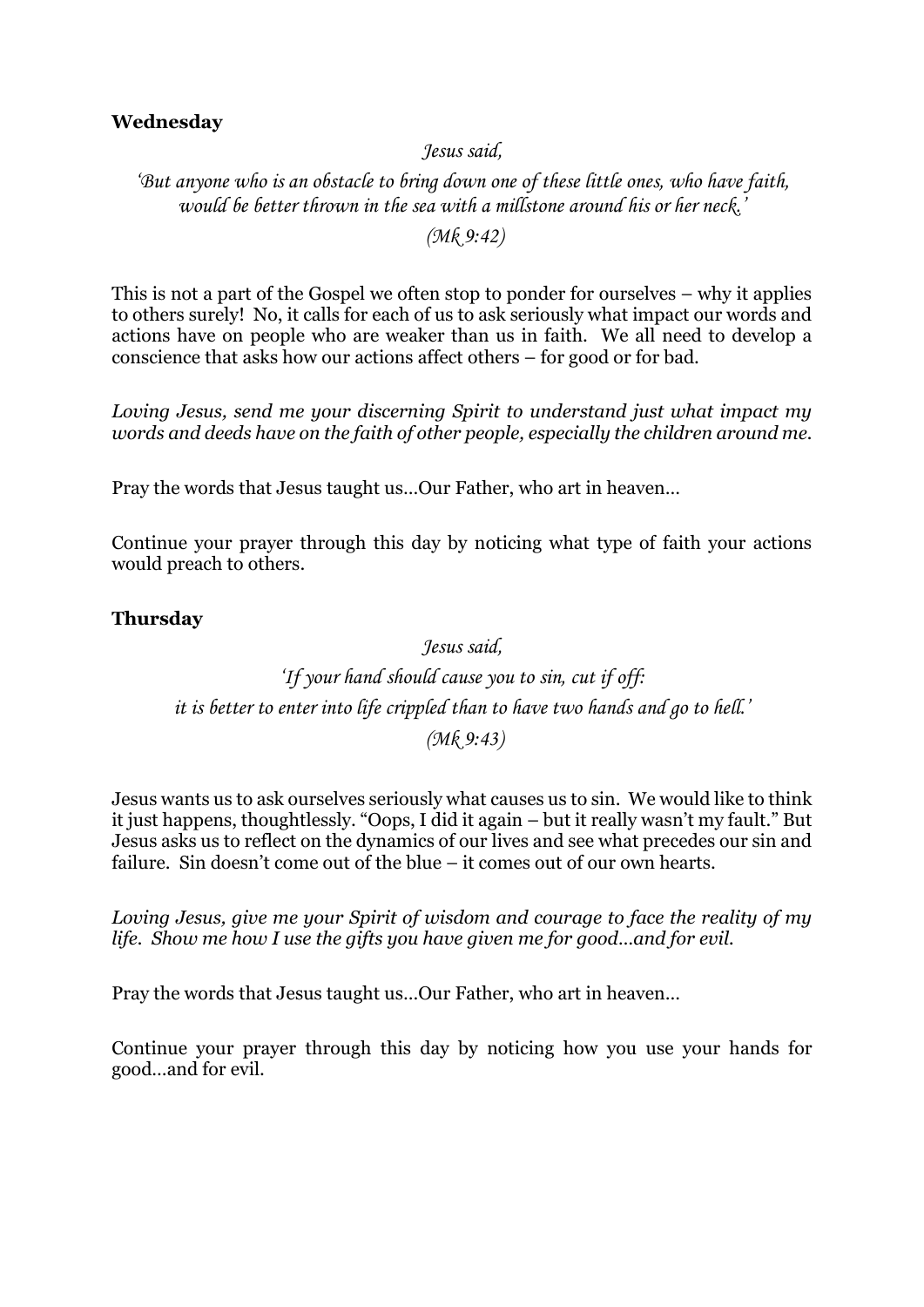**Wednesday**

*Jesus said,*

*'But anyone who is an obstacle to bring down one of these little ones, who have faith, would be better thrown in the sea with a millstone around his or her neck.'*

*(Mk 9:42)*

This is not a part of the Gospel we often stop to ponder for ourselves – why it applies to others surely! No, it calls for each of us to ask seriously what impact our words and actions have on people who are weaker than us in faith. We all need to develop a conscience that asks how our actions affect others – for good or for bad.

*Loving Jesus, send me your discerning Spirit to understand just what impact my words and deeds have on the faith of other people, especially the children around me.*

Pray the words that Jesus taught us…Our Father, who art in heaven…

Continue your prayer through this day by noticing what type of faith your actions would preach to others.

**Thursday**

*Jesus said,*

*'If your hand should cause you to sin, cut if off:*
*it is better to enter into life crippled than to have two hands and go to hell.'*

*(Mk 9:43)*

Jesus wants us to ask ourselves seriously what causes us to sin. We would like to think it just happens, thoughtlessly. "Oops, I did it again – but it really wasn't my fault." But Jesus asks us to reflect on the dynamics of our lives and see what precedes our sin and failure. Sin doesn't come out of the blue – it comes out of our own hearts.

*Loving Jesus, give me your Spirit of wisdom and courage to face the reality of my life. Show me how I use the gifts you have given me for good…and for evil.*

Pray the words that Jesus taught us…Our Father, who art in heaven…

Continue your prayer through this day by noticing how you use your hands for good…and for evil.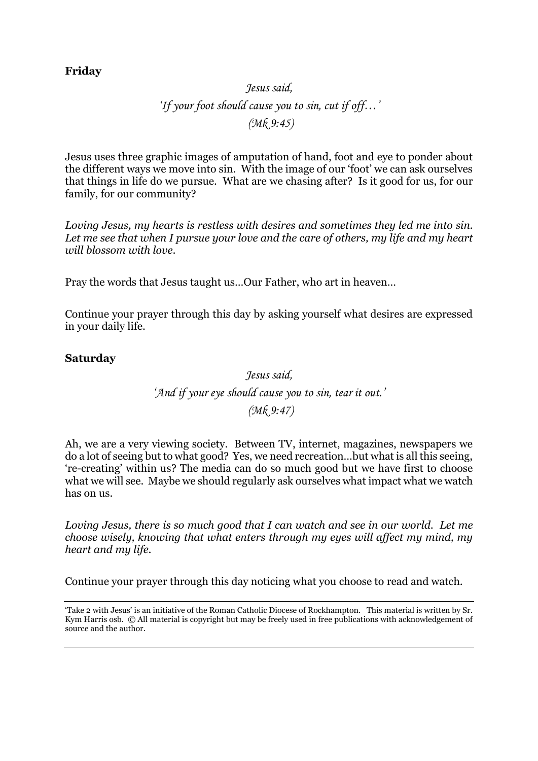**Friday**

*Jesus said,*

*'If your foot should cause you to sin, cut if off…'*

*(Mk 9:45)*

Jesus uses three graphic images of amputation of hand, foot and eye to ponder about the different ways we move into sin. With the image of our 'foot' we can ask ourselves that things in life do we pursue. What are we chasing after? Is it good for us, for our family, for our community?

*Loving Jesus, my hearts is restless with desires and sometimes they led me into sin. Let me see that when I pursue your love and the care of others, my life and my heart will blossom with love.*

Pray the words that Jesus taught us…Our Father, who art in heaven…

Continue your prayer through this day by asking yourself what desires are expressed in your daily life.

**Saturday**

*Jesus said,*

*'And if your eye should cause you to sin, tear it out.'*

*(Mk 9:47)*

Ah, we are a very viewing society. Between TV, internet, magazines, newspapers we do a lot of seeing but to what good? Yes, we need recreation…but what is all this seeing, 're-creating' within us? The media can do so much good but we have first to choose what we will see. Maybe we should regularly ask ourselves what impact what we watch has on us.

*Loving Jesus, there is so much good that I can watch and see in our world. Let me choose wisely, knowing that what enters through my eyes will affect my mind, my heart and my life.*

Continue your prayer through this day noticing what you choose to read and watch.

---

'Take 2 with Jesus' is an initiative of the Roman Catholic Diocese of Rockhampton. This material is written by Sr. Kym Harris osb. © All material is copyright but may be freely used in free publications with acknowledgement of source and the author.